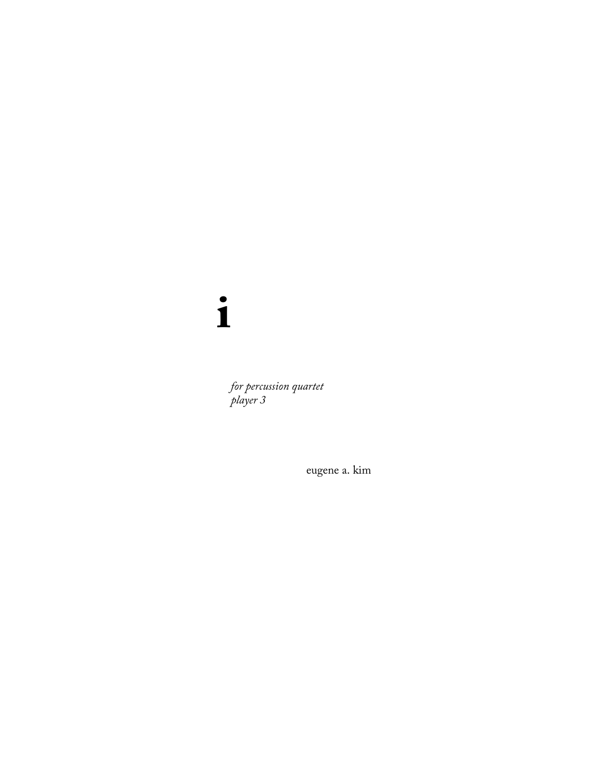# i

*for percussion quartet*
*player 3*

eugene a. kim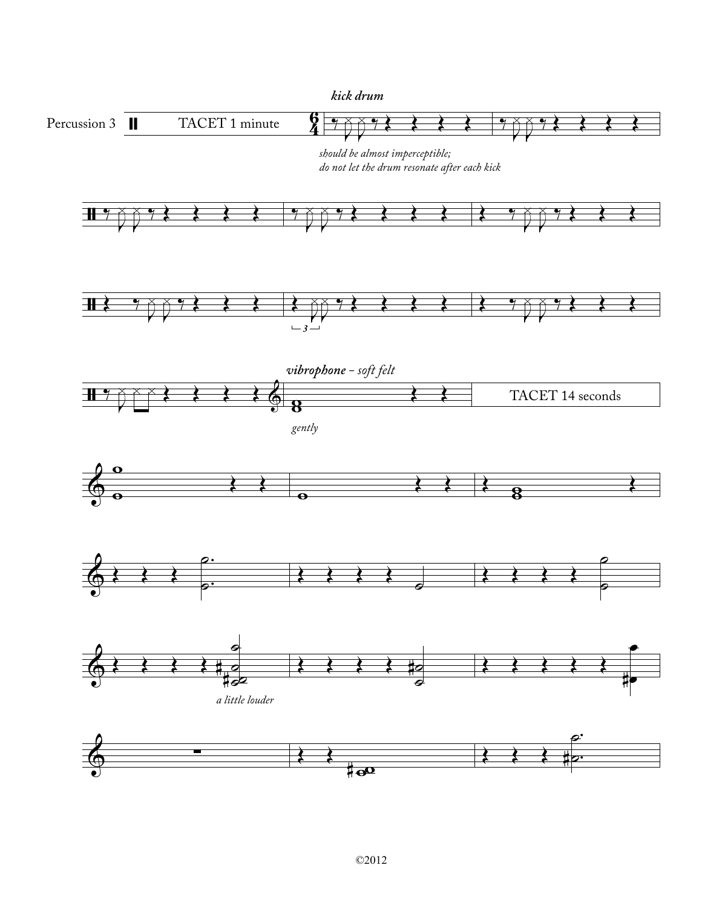Percussion 3 TACET 1 minute

***kick drum***

*should be almost imperceptible;*
*do not let the drum resonate after each kick*

***vibrophone** - soft felt*

*gently*

TACET 14 seconds

*a little louder*

©2012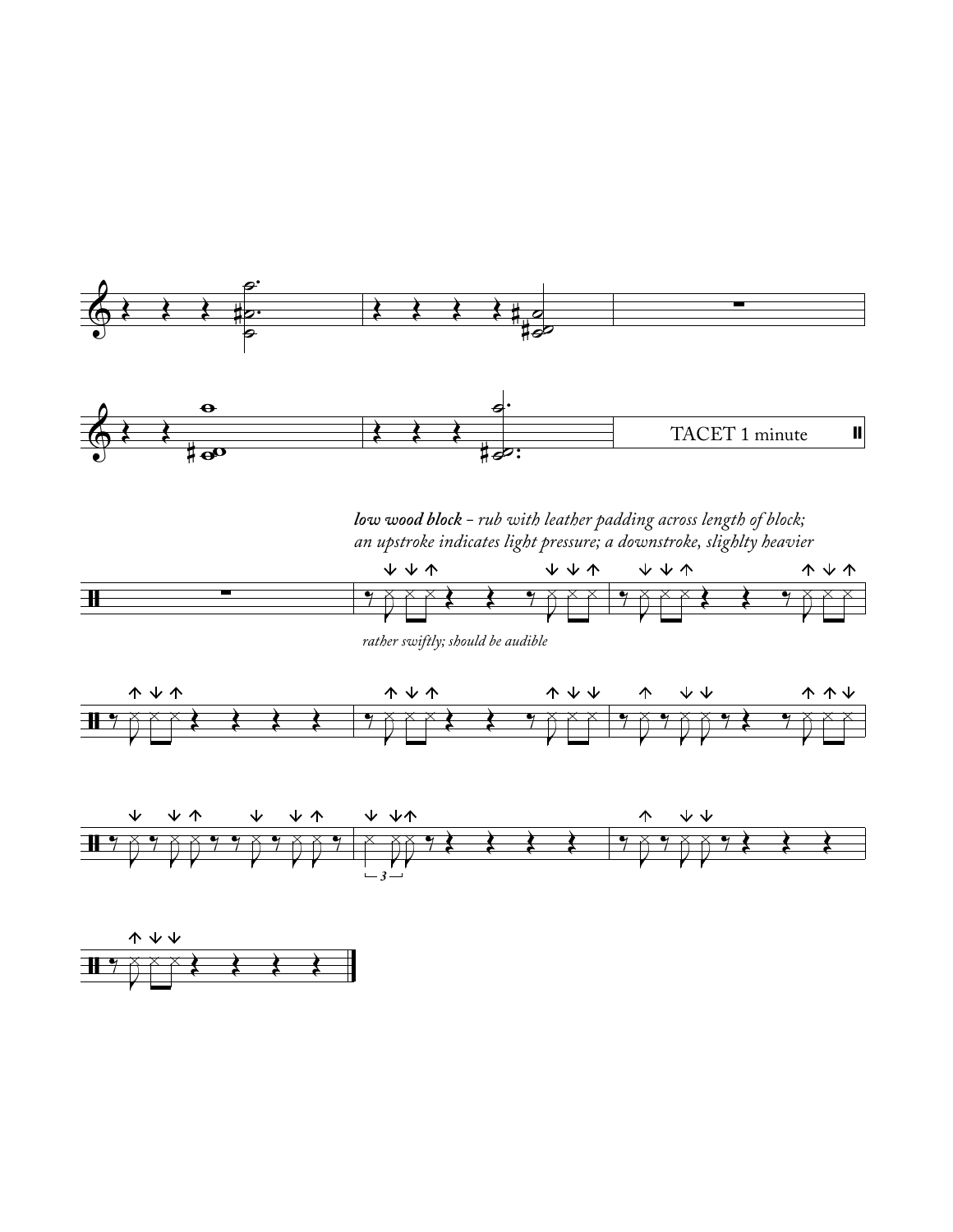TACET 1 minute

***low wood block*** *– rub with leather padding across length of block; an upstroke indicates light pressure; a downstroke, slighlty heavier*

*rather swiftly; should be audible*